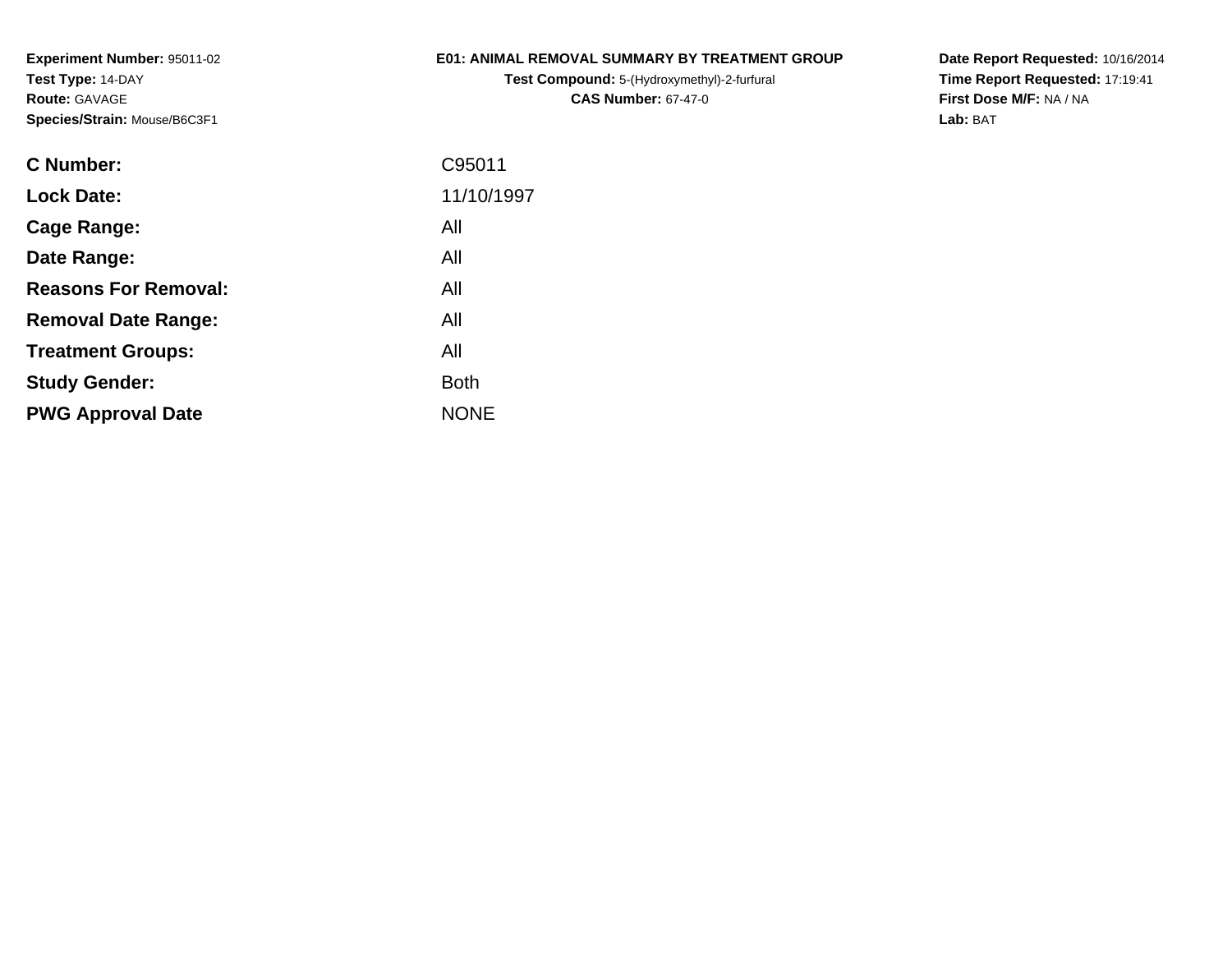**Experiment Number:** 95011-02
**Test Type:** 14-DAY
**Route:** GAVAGE
**Species/Strain:** Mouse/B6C3F1

# E01: ANIMAL REMOVAL SUMMARY BY TREATMENT GROUP

**Test Compound:** 5-(Hydroxymethyl)-2-furfural
**CAS Number:** 67-47-0

**Date Report Requested:** 10/16/2014
**Time Report Requested:** 17:19:41
**First Dose M/F:** NA / NA
**Lab:** BAT

| | |
|---|---|
| **C Number:** | C95011 |
| **Lock Date:** | 11/10/1997 |
| **Cage Range:** | All |
| **Date Range:** | All |
| **Reasons For Removal:** | All |
| **Removal Date Range:** | All |
| **Treatment Groups:** | All |
| **Study Gender:** | Both |
| **PWG Approval Date** | NONE |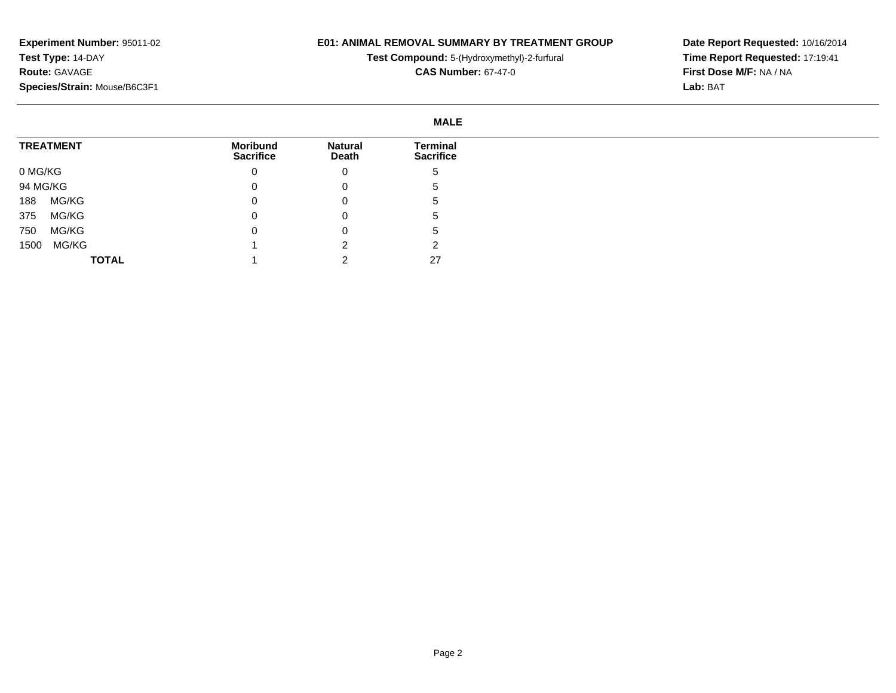**Experiment Number:** 95011-02
**Test Type:** 14-DAY
**Route:** GAVAGE
**Species/Strain:** Mouse/B6C3F1

**E01: ANIMAL REMOVAL SUMMARY BY TREATMENT GROUP**
**Test Compound:** 5-(Hydroxymethyl)-2-furfural
**CAS Number:** 67-47-0

**Date Report Requested:** 10/16/2014
**Time Report Requested:** 17:19:41
**First Dose M/F:** NA / NA
**Lab:** BAT

**MALE**

| TREATMENT | Moribund Sacrifice | Natural Death | Terminal Sacrifice |
|---|---|---|---|
| 0 MG/KG | 0 | 0 | 5 |
| 94 MG/KG | 0 | 0 | 5 |
| 188 MG/KG | 0 | 0 | 5 |
| 375 MG/KG | 0 | 0 | 5 |
| 750 MG/KG | 0 | 0 | 5 |
| 1500 MG/KG | 1 | 2 | 2 |
| **TOTAL** | 1 | 2 | 27 |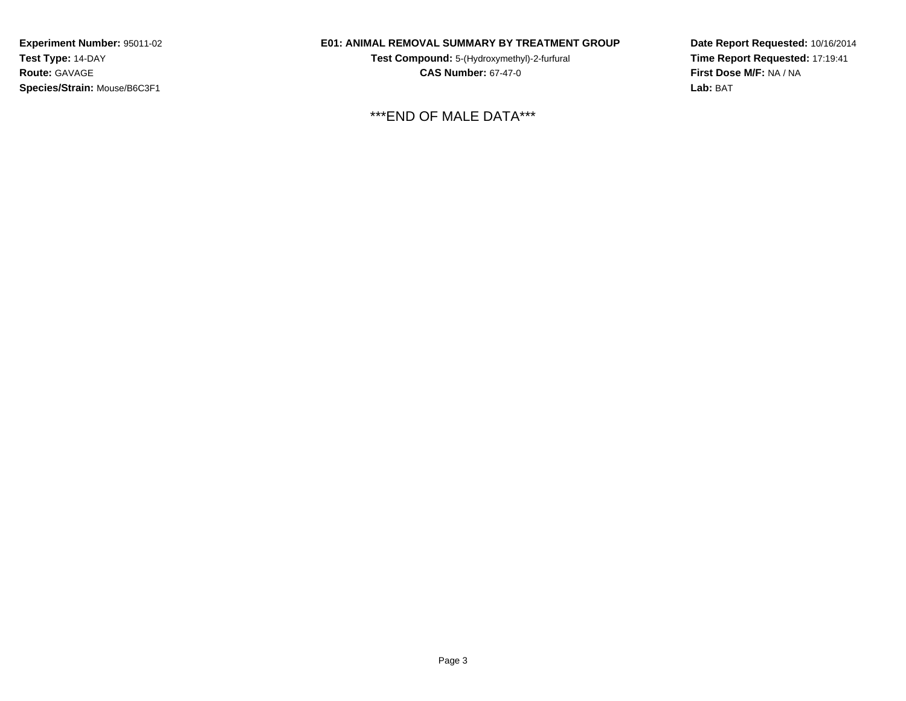**Experiment Number:** 95011-02
**Test Type:** 14-DAY
**Route:** GAVAGE
**Species/Strain:** Mouse/B6C3F1

**E01: ANIMAL REMOVAL SUMMARY BY TREATMENT GROUP**
**Test Compound:** 5-(Hydroxymethyl)-2-furfural
**CAS Number:** 67-47-0

**Date Report Requested:** 10/16/2014
**Time Report Requested:** 17:19:41
**First Dose M/F:** NA / NA
**Lab:** BAT

***END OF MALE DATA***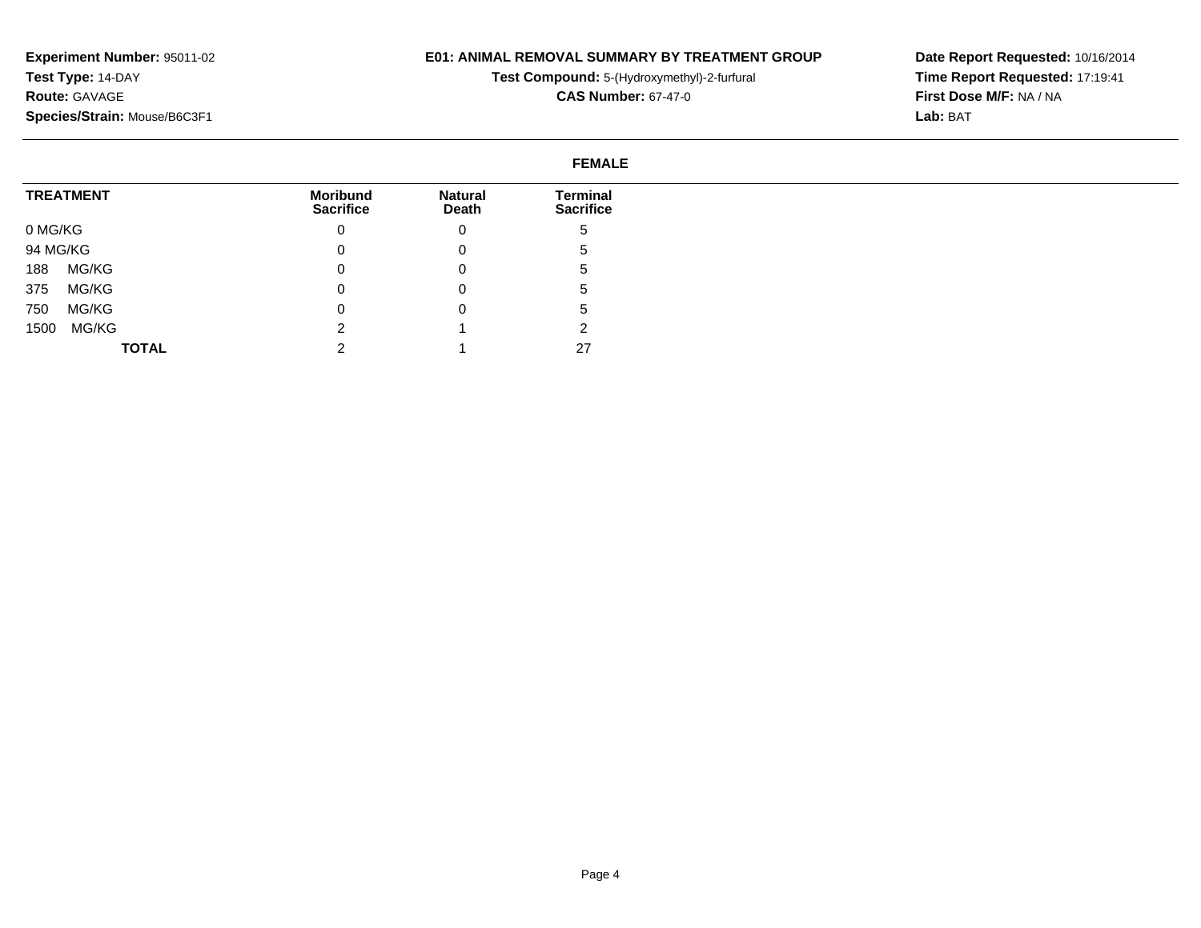**Experiment Number:** 95011-02
**Test Type:** 14-DAY
**Route:** GAVAGE
**Species/Strain:** Mouse/B6C3F1

**E01: ANIMAL REMOVAL SUMMARY BY TREATMENT GROUP**
**Test Compound:** 5-(Hydroxymethyl)-2-furfural
**CAS Number:** 67-47-0

**Date Report Requested:** 10/16/2014
**Time Report Requested:** 17:19:41
**First Dose M/F:** NA / NA
**Lab:** BAT

**FEMALE**

| TREATMENT | Moribund Sacrifice | Natural Death | Terminal Sacrifice |
|---|---|---|---|
| 0 MG/KG | 0 | 0 | 5 |
| 94 MG/KG | 0 | 0 | 5 |
| 188 MG/KG | 0 | 0 | 5 |
| 375 MG/KG | 0 | 0 | 5 |
| 750 MG/KG | 0 | 0 | 5 |
| 1500 MG/KG | 2 | 1 | 2 |
| **TOTAL** | 2 | 1 | 27 |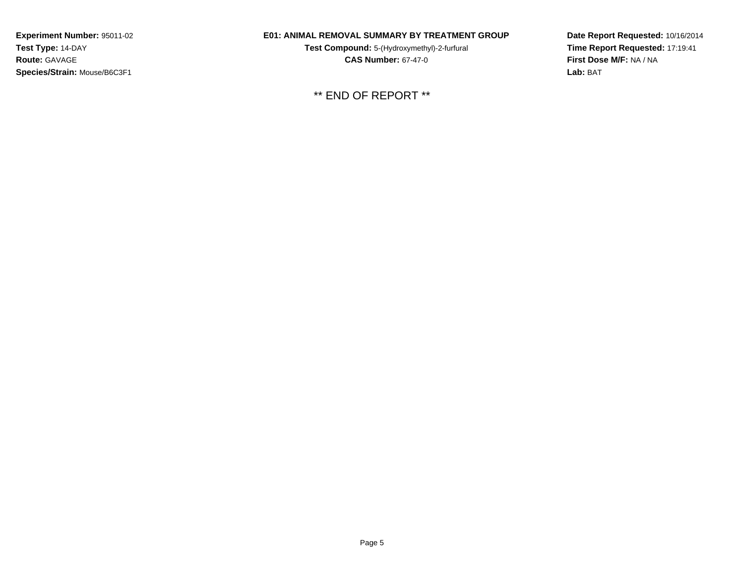**Experiment Number:** 95011-02
**Test Type:** 14-DAY
**Route:** GAVAGE
**Species/Strain:** Mouse/B6C3F1

**E01: ANIMAL REMOVAL SUMMARY BY TREATMENT GROUP**
**Test Compound:** 5-(Hydroxymethyl)-2-furfural
**CAS Number:** 67-47-0

**Date Report Requested:** 10/16/2014
**Time Report Requested:** 17:19:41
**First Dose M/F:** NA / NA
**Lab:** BAT

** END OF REPORT **